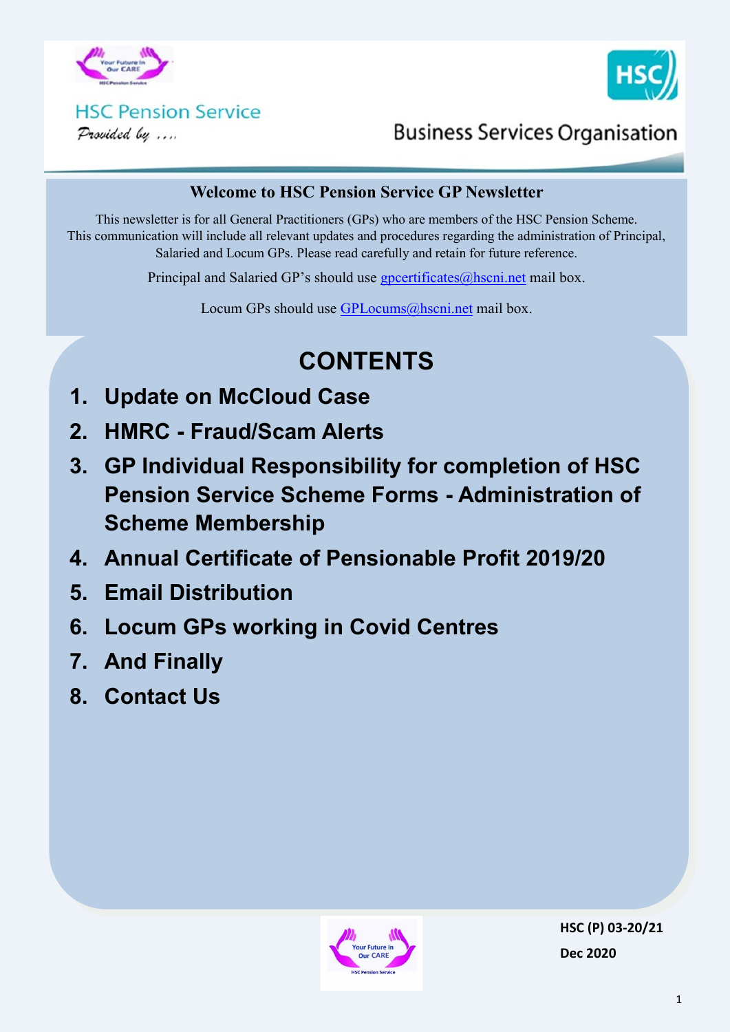HSC Pension Service

*Provided by ....*

Business Services Organisation

## Welcome to HSC Pension Service GP Newsletter

This newsletter is for all General Practitioners (GPs) who are members of the HSC Pension Scheme. This communication will include all relevant updates and procedures regarding the administration of Principal, Salaried and Locum GPs. Please read carefully and retain for future reference.

Principal and Salaried GP's should use gpcertificates@hscni.net mail box.

Locum GPs should use GPLocums@hscni.net mail box.

# CONTENTS

1. **Update on McCloud Case**
2. **HMRC - Fraud/Scam Alerts**
3. **GP Individual Responsibility for completion of HSC Pension Service Scheme Forms - Administration of Scheme Membership**
4. **Annual Certificate of Pensionable Profit 2019/20**
5. **Email Distribution**
6. **Locum GPs working in Covid Centres**
7. **And Finally**
8. **Contact Us**

**HSC (P) 03-20/21**

**Dec 2020**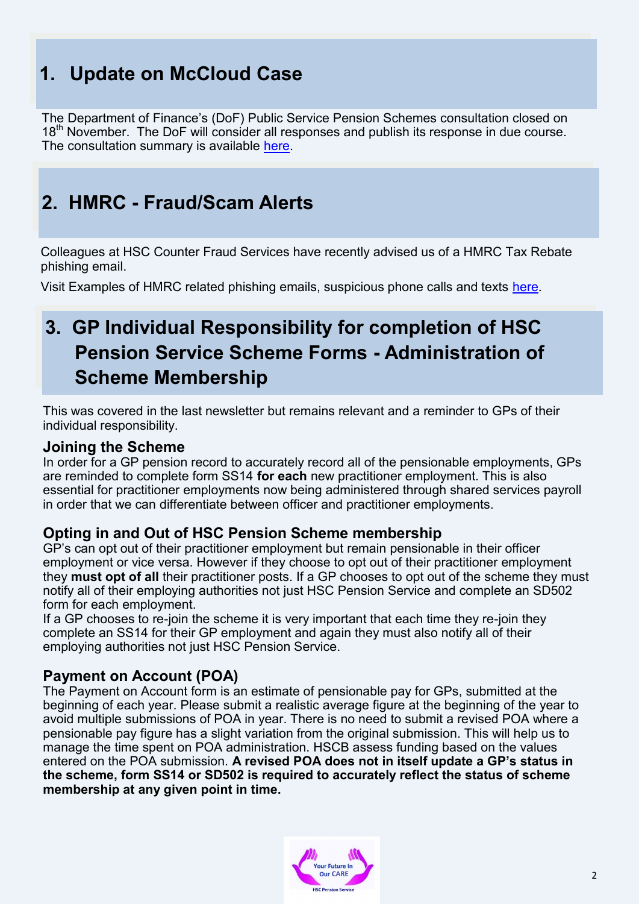## 1. Update on McCloud Case

The Department of Finance's (DoF) Public Service Pension Schemes consultation closed on 18th November. The DoF will consider all responses and publish its response in due course. The consultation summary is available here.

## 2. HMRC - Fraud/Scam Alerts

Colleagues at HSC Counter Fraud Services have recently advised us of a HMRC Tax Rebate phishing email.

Visit Examples of HMRC related phishing emails, suspicious phone calls and texts here.

## 3. GP Individual Responsibility for completion of HSC Pension Service Scheme Forms - Administration of Scheme Membership

This was covered in the last newsletter but remains relevant and a reminder to GPs of their individual responsibility.

### Joining the Scheme

In order for a GP pension record to accurately record all of the pensionable employments, GPs are reminded to complete form SS14 **for each** new practitioner employment. This is also essential for practitioner employments now being administered through shared services payroll in order that we can differentiate between officer and practitioner employments.

### Opting in and Out of HSC Pension Scheme membership

GP's can opt out of their practitioner employment but remain pensionable in their officer employment or vice versa. However if they choose to opt out of their practitioner employment they **must opt of all** their practitioner posts. If a GP chooses to opt out of the scheme they must notify all of their employing authorities not just HSC Pension Service and complete an SD502 form for each employment.

If a GP chooses to re-join the scheme it is very important that each time they re-join they complete an SS14 for their GP employment and again they must also notify all of their employing authorities not just HSC Pension Service.

### Payment on Account (POA)

The Payment on Account form is an estimate of pensionable pay for GPs, submitted at the beginning of each year. Please submit a realistic average figure at the beginning of the year to avoid multiple submissions of POA in year. There is no need to submit a revised POA where a pensionable pay figure has a slight variation from the original submission. This will help us to manage the time spent on POA administration. HSCB assess funding based on the values entered on the POA submission. **A revised POA does not in itself update a GP's status in the scheme, form SS14 or SD502 is required to accurately reflect the status of scheme membership at any given point in time.**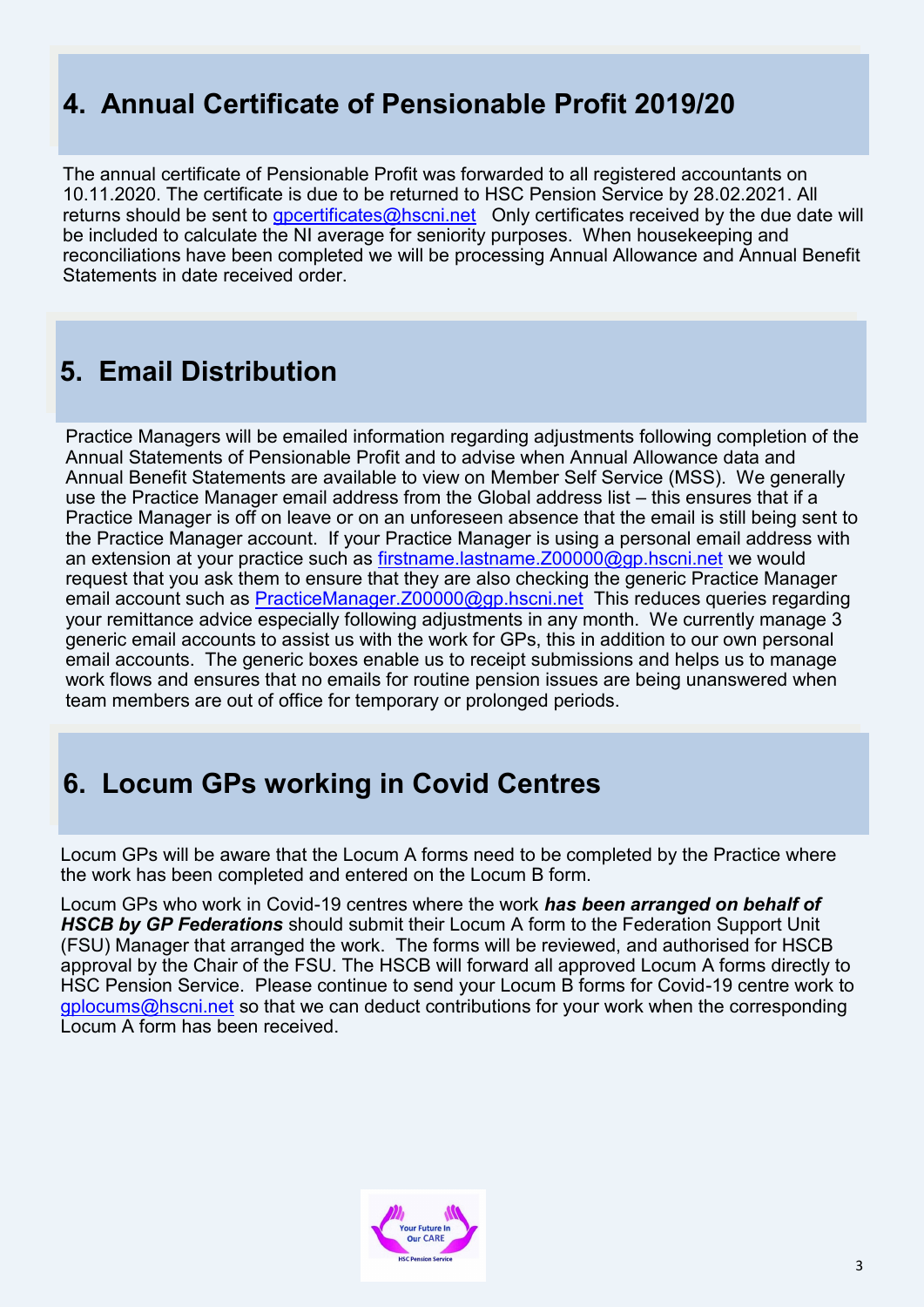## 4. Annual Certificate of Pensionable Profit 2019/20

The annual certificate of Pensionable Profit was forwarded to all registered accountants on 10.11.2020. The certificate is due to be returned to HSC Pension Service by 28.02.2021. All returns should be sent to gpcertificates@hscni.net Only certificates received by the due date will be included to calculate the NI average for seniority purposes. When housekeeping and reconciliations have been completed we will be processing Annual Allowance and Annual Benefit Statements in date received order.

## 5. Email Distribution

Practice Managers will be emailed information regarding adjustments following completion of the Annual Statements of Pensionable Profit and to advise when Annual Allowance data and Annual Benefit Statements are available to view on Member Self Service (MSS). We generally use the Practice Manager email address from the Global address list – this ensures that if a Practice Manager is off on leave or on an unforeseen absence that the email is still being sent to the Practice Manager account. If your Practice Manager is using a personal email address with an extension at your practice such as firstname.lastname.Z00000@gp.hscni.net we would request that you ask them to ensure that they are also checking the generic Practice Manager email account such as PracticeManager.Z00000@gp.hscni.net This reduces queries regarding your remittance advice especially following adjustments in any month. We currently manage 3 generic email accounts to assist us with the work for GPs, this in addition to our own personal email accounts. The generic boxes enable us to receipt submissions and helps us to manage work flows and ensures that no emails for routine pension issues are being unanswered when team members are out of office for temporary or prolonged periods.

## 6. Locum GPs working in Covid Centres

Locum GPs will be aware that the Locum A forms need to be completed by the Practice where the work has been completed and entered on the Locum B form.

Locum GPs who work in Covid-19 centres where the work ***has been arranged on behalf of HSCB by GP Federations*** should submit their Locum A form to the Federation Support Unit (FSU) Manager that arranged the work. The forms will be reviewed, and authorised for HSCB approval by the Chair of the FSU. The HSCB will forward all approved Locum A forms directly to HSC Pension Service. Please continue to send your Locum B forms for Covid-19 centre work to gplocums@hscni.net so that we can deduct contributions for your work when the corresponding Locum A form has been received.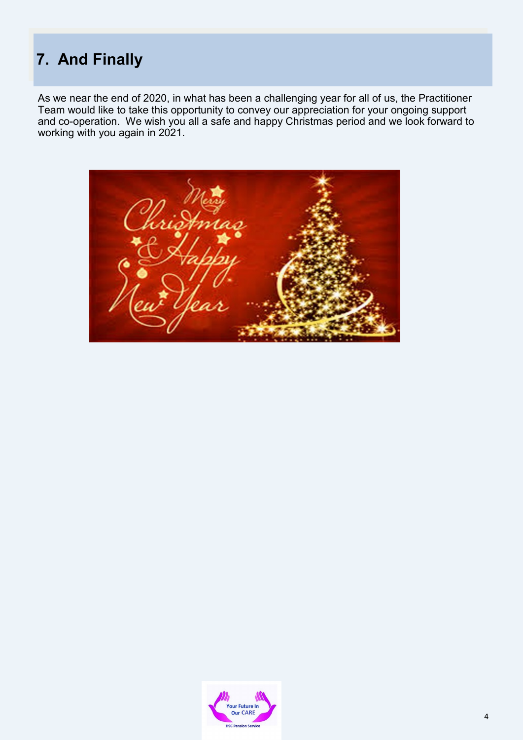## 7. And Finally

As we near the end of 2020, in what has been a challenging year for all of us, the Practitioner Team would like to take this opportunity to convey our appreciation for your ongoing support and co-operation. We wish you all a safe and happy Christmas period and we look forward to working with you again in 2021.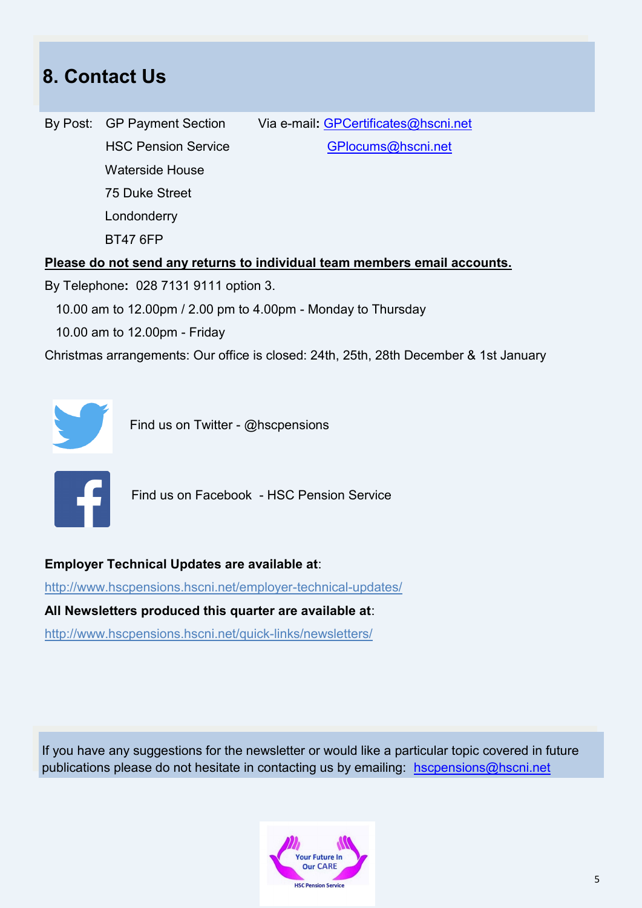## 8. Contact Us

By Post: GP Payment Section
HSC Pension Service
Waterside House
75 Duke Street
Londonderry
BT47 6FP

Via e-mail: GPCertificates@hscni.net
GPlocums@hscni.net

**Please do not send any returns to individual team members email accounts.**

By Telephone**:** 028 7131 9111 option 3.

10.00 am to 12.00pm / 2.00 pm to 4.00pm - Monday to Thursday

10.00 am to 12.00pm - Friday

Christmas arrangements: Our office is closed: 24th, 25th, 28th December & 1st January

Find us on Twitter - @hscpensions

Find us on Facebook - HSC Pension Service

**Employer Technical Updates are available at**:

http://www.hscpensions.hscni.net/employer-technical-updates/

**All Newsletters produced this quarter are available at**:

http://www.hscpensions.hscni.net/quick-links/newsletters/

If you have any suggestions for the newsletter or would like a particular topic covered in future publications please do not hesitate in contacting us by emailing: hscpensions@hscni.net

Your Future In Our CARE

HSC Pension Service